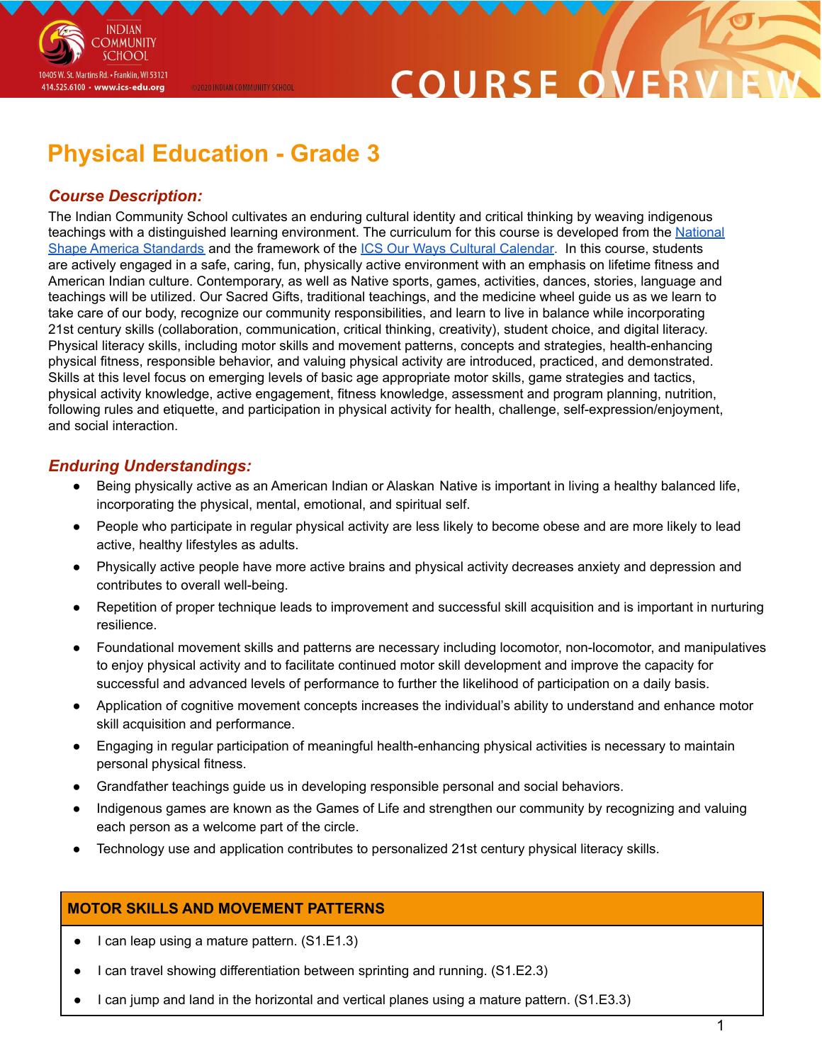INDIAN COMMUNITY SCHOOL

10405 W. St. Martins Rd. • Franklin, WI 53121
414.525.6100 • www.ics-edu.org

©2020 INDIAN COMMUNITY SCHOOL

COURSE OVERVIEW

# Physical Education - Grade 3

## *Course Description:*

The Indian Community School cultivates an enduring cultural identity and critical thinking by weaving indigenous teachings with a distinguished learning environment. The curriculum for this course is developed from the National Shape America Standards and the framework of the ICS Our Ways Cultural Calendar. In this course, students are actively engaged in a safe, caring, fun, physically active environment with an emphasis on lifetime fitness and American Indian culture. Contemporary, as well as Native sports, games, activities, dances, stories, language and teachings will be utilized. Our Sacred Gifts, traditional teachings, and the medicine wheel guide us as we learn to take care of our body, recognize our community responsibilities, and learn to live in balance while incorporating 21st century skills (collaboration, communication, critical thinking, creativity), student choice, and digital literacy. Physical literacy skills, including motor skills and movement patterns, concepts and strategies, health-enhancing physical fitness, responsible behavior, and valuing physical activity are introduced, practiced, and demonstrated. Skills at this level focus on emerging levels of basic age appropriate motor skills, game strategies and tactics, physical activity knowledge, active engagement, fitness knowledge, assessment and program planning, nutrition, following rules and etiquette, and participation in physical activity for health, challenge, self-expression/enjoyment, and social interaction.

## *Enduring Understandings:*

- Being physically active as an American Indian or Alaskan Native is important in living a healthy balanced life, incorporating the physical, mental, emotional, and spiritual self.
- People who participate in regular physical activity are less likely to become obese and are more likely to lead active, healthy lifestyles as adults.
- Physically active people have more active brains and physical activity decreases anxiety and depression and contributes to overall well-being.
- Repetition of proper technique leads to improvement and successful skill acquisition and is important in nurturing resilience.
- Foundational movement skills and patterns are necessary including locomotor, non-locomotor, and manipulatives to enjoy physical activity and to facilitate continued motor skill development and improve the capacity for successful and advanced levels of performance to further the likelihood of participation on a daily basis.
- Application of cognitive movement concepts increases the individual's ability to understand and enhance motor skill acquisition and performance.
- Engaging in regular participation of meaningful health-enhancing physical activities is necessary to maintain personal physical fitness.
- Grandfather teachings guide us in developing responsible personal and social behaviors.
- Indigenous games are known as the Games of Life and strengthen our community by recognizing and valuing each person as a welcome part of the circle.
- Technology use and application contributes to personalized 21st century physical literacy skills.

| MOTOR SKILLS AND MOVEMENT PATTERNS |
|---|
| • I can leap using a mature pattern. (S1.E1.3) |
| • I can travel showing differentiation between sprinting and running. (S1.E2.3) |
| • I can jump and land in the horizontal and vertical planes using a mature pattern. (S1.E3.3) |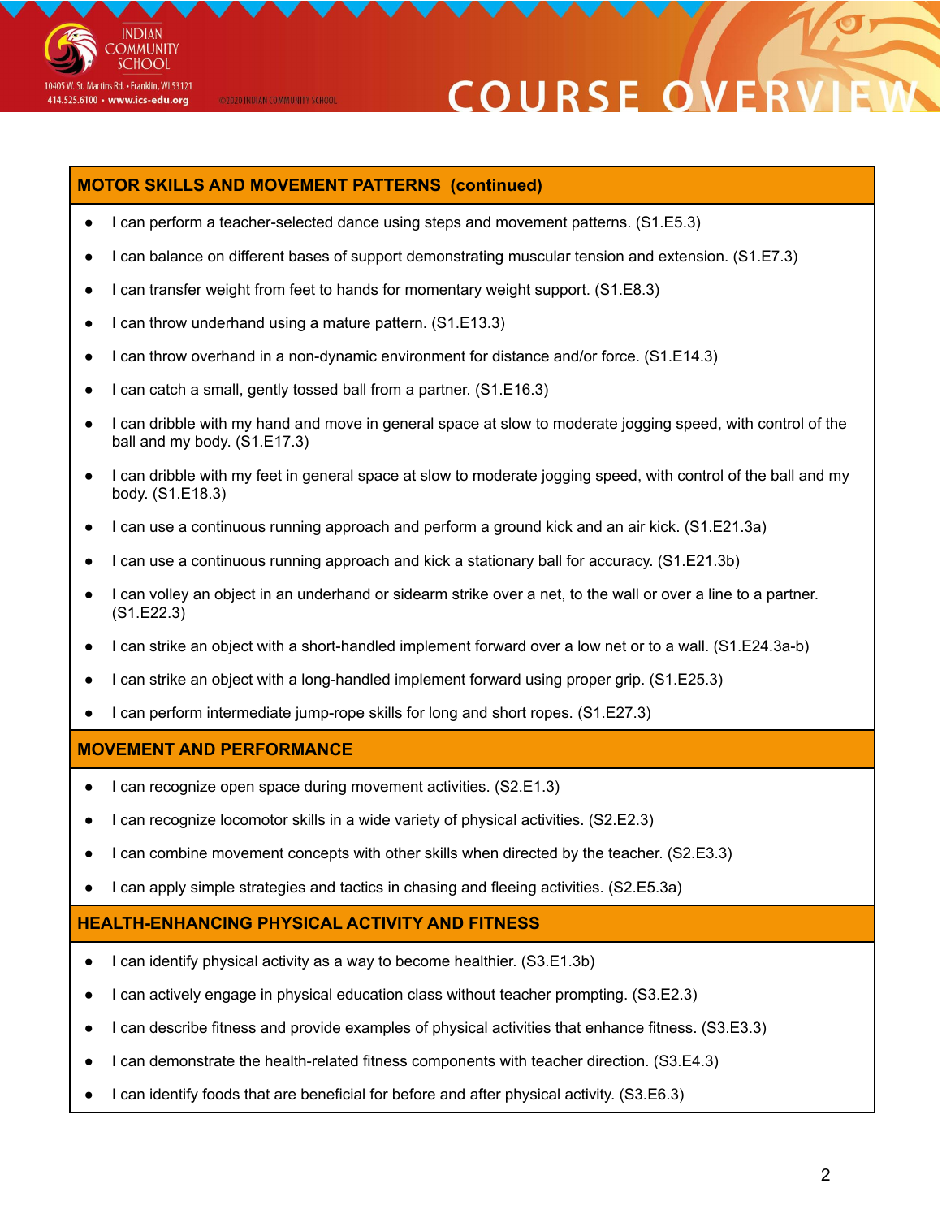## MOTOR SKILLS AND MOVEMENT PATTERNS (continued)

- I can perform a teacher-selected dance using steps and movement patterns. (S1.E5.3)
- I can balance on different bases of support demonstrating muscular tension and extension. (S1.E7.3)
- I can transfer weight from feet to hands for momentary weight support. (S1.E8.3)
- I can throw underhand using a mature pattern. (S1.E13.3)
- I can throw overhand in a non-dynamic environment for distance and/or force. (S1.E14.3)
- I can catch a small, gently tossed ball from a partner. (S1.E16.3)
- I can dribble with my hand and move in general space at slow to moderate jogging speed, with control of the ball and my body. (S1.E17.3)
- I can dribble with my feet in general space at slow to moderate jogging speed, with control of the ball and my body. (S1.E18.3)
- I can use a continuous running approach and perform a ground kick and an air kick. (S1.E21.3a)
- I can use a continuous running approach and kick a stationary ball for accuracy. (S1.E21.3b)
- I can volley an object in an underhand or sidearm strike over a net, to the wall or over a line to a partner. (S1.E22.3)
- I can strike an object with a short-handled implement forward over a low net or to a wall. (S1.E24.3a-b)
- I can strike an object with a long-handled implement forward using proper grip. (S1.E25.3)
- I can perform intermediate jump-rope skills for long and short ropes. (S1.E27.3)

## MOVEMENT AND PERFORMANCE

- I can recognize open space during movement activities. (S2.E1.3)
- I can recognize locomotor skills in a wide variety of physical activities. (S2.E2.3)
- I can combine movement concepts with other skills when directed by the teacher. (S2.E3.3)
- I can apply simple strategies and tactics in chasing and fleeing activities. (S2.E5.3a)

## HEALTH-ENHANCING PHYSICAL ACTIVITY AND FITNESS

- I can identify physical activity as a way to become healthier. (S3.E1.3b)
- I can actively engage in physical education class without teacher prompting. (S3.E2.3)
- I can describe fitness and provide examples of physical activities that enhance fitness. (S3.E3.3)
- I can demonstrate the health-related fitness components with teacher direction. (S3.E4.3)
- I can identify foods that are beneficial for before and after physical activity. (S3.E6.3)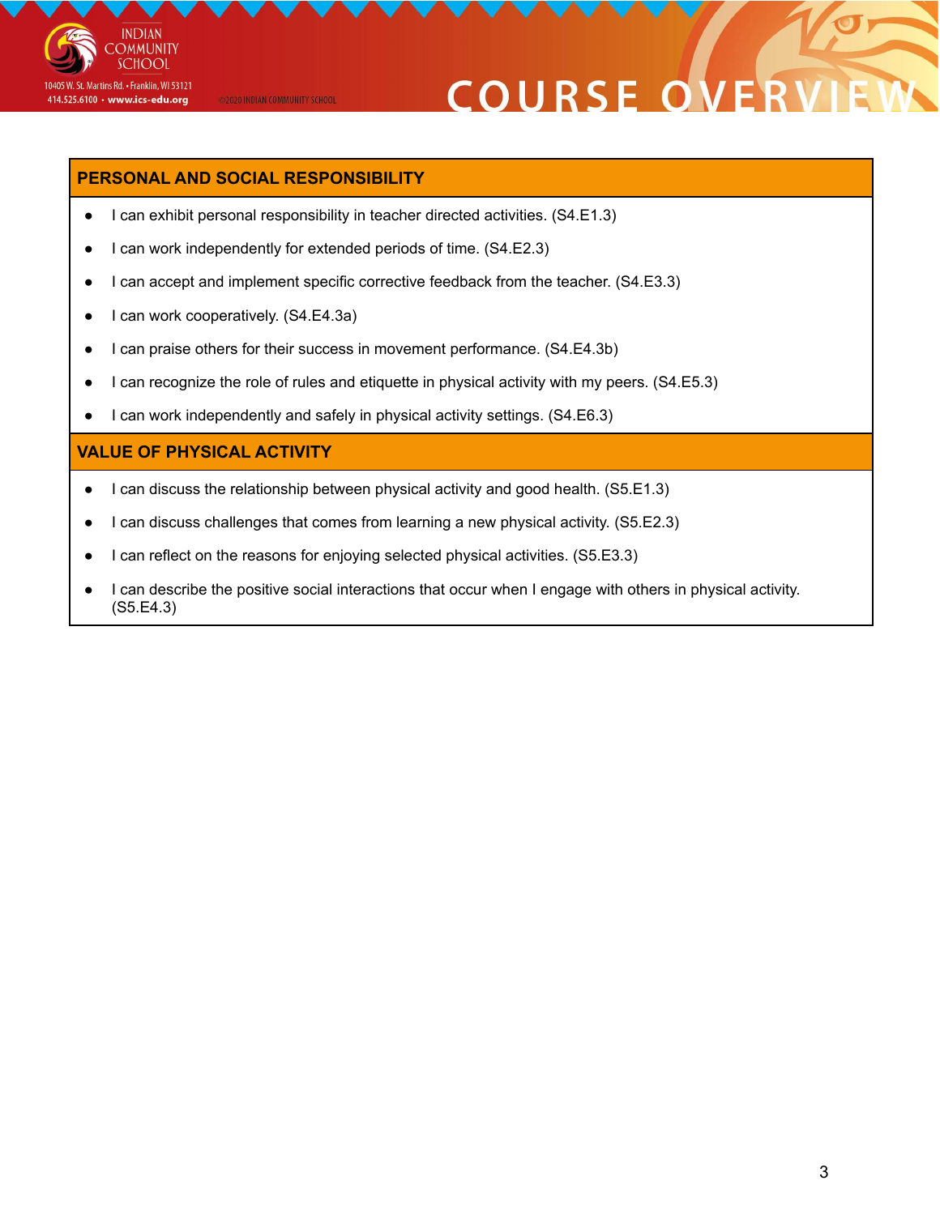## PERSONAL AND SOCIAL RESPONSIBILITY

- I can exhibit personal responsibility in teacher directed activities. (S4.E1.3)
- I can work independently for extended periods of time. (S4.E2.3)
- I can accept and implement specific corrective feedback from the teacher. (S4.E3.3)
- I can work cooperatively. (S4.E4.3a)
- I can praise others for their success in movement performance. (S4.E4.3b)
- I can recognize the role of rules and etiquette in physical activity with my peers. (S4.E5.3)
- I can work independently and safely in physical activity settings. (S4.E6.3)

## VALUE OF PHYSICAL ACTIVITY

- I can discuss the relationship between physical activity and good health. (S5.E1.3)
- I can discuss challenges that comes from learning a new physical activity. (S5.E2.3)
- I can reflect on the reasons for enjoying selected physical activities. (S5.E3.3)
- I can describe the positive social interactions that occur when I engage with others in physical activity. (S5.E4.3)